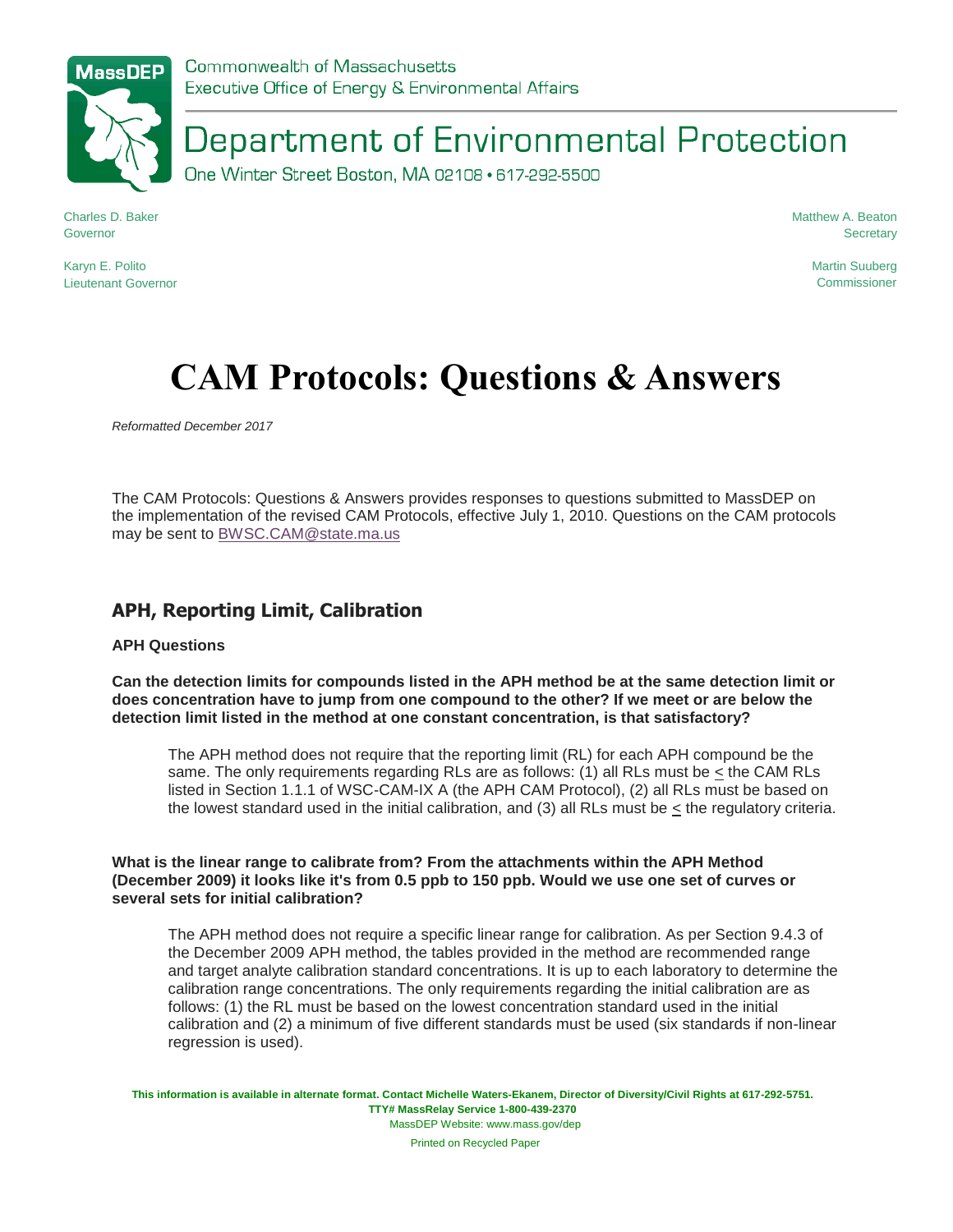Commonwealth of Massachusetts
Executive Office of Energy & Environmental Affairs

# Department of Environmental Protection

One Winter Street Boston, MA 02108 • 617-292-5500

Charles D. Baker
Governor

Karyn E. Polito
Lieutenant Governor

Matthew A. Beaton
Secretary

Martin Suuberg
Commissioner

# CAM Protocols: Questions & Answers

*Reformatted December 2017*

The CAM Protocols: Questions & Answers provides responses to questions submitted to MassDEP on the implementation of the revised CAM Protocols, effective July 1, 2010. Questions on the CAM protocols may be sent to BWSC.CAM@state.ma.us

## APH, Reporting Limit, Calibration

### APH Questions

**Can the detection limits for compounds listed in the APH method be at the same detection limit or does concentration have to jump from one compound to the other? If we meet or are below the detection limit listed in the method at one constant concentration, is that satisfactory?**

> The APH method does not require that the reporting limit (RL) for each APH compound be the same. The only requirements regarding RLs are as follows: (1) all RLs must be ≤ the CAM RLs listed in Section 1.1.1 of WSC-CAM-IX A (the APH CAM Protocol), (2) all RLs must be based on the lowest standard used in the initial calibration, and (3) all RLs must be ≤ the regulatory criteria.

**What is the linear range to calibrate from? From the attachments within the APH Method (December 2009) it looks like it's from 0.5 ppb to 150 ppb. Would we use one set of curves or several sets for initial calibration?**

> The APH method does not require a specific linear range for calibration. As per Section 9.4.3 of the December 2009 APH method, the tables provided in the method are recommended range and target analyte calibration standard concentrations. It is up to each laboratory to determine the calibration range concentrations. The only requirements regarding the initial calibration are as follows: (1) the RL must be based on the lowest concentration standard used in the initial calibration and (2) a minimum of five different standards must be used (six standards if non-linear regression is used).

This information is available in alternate format. Contact Michelle Waters-Ekanem, Director of Diversity/Civil Rights at 617-292-5751.
TTY# MassRelay Service 1-800-439-2370
MassDEP Website: www.mass.gov/dep
Printed on Recycled Paper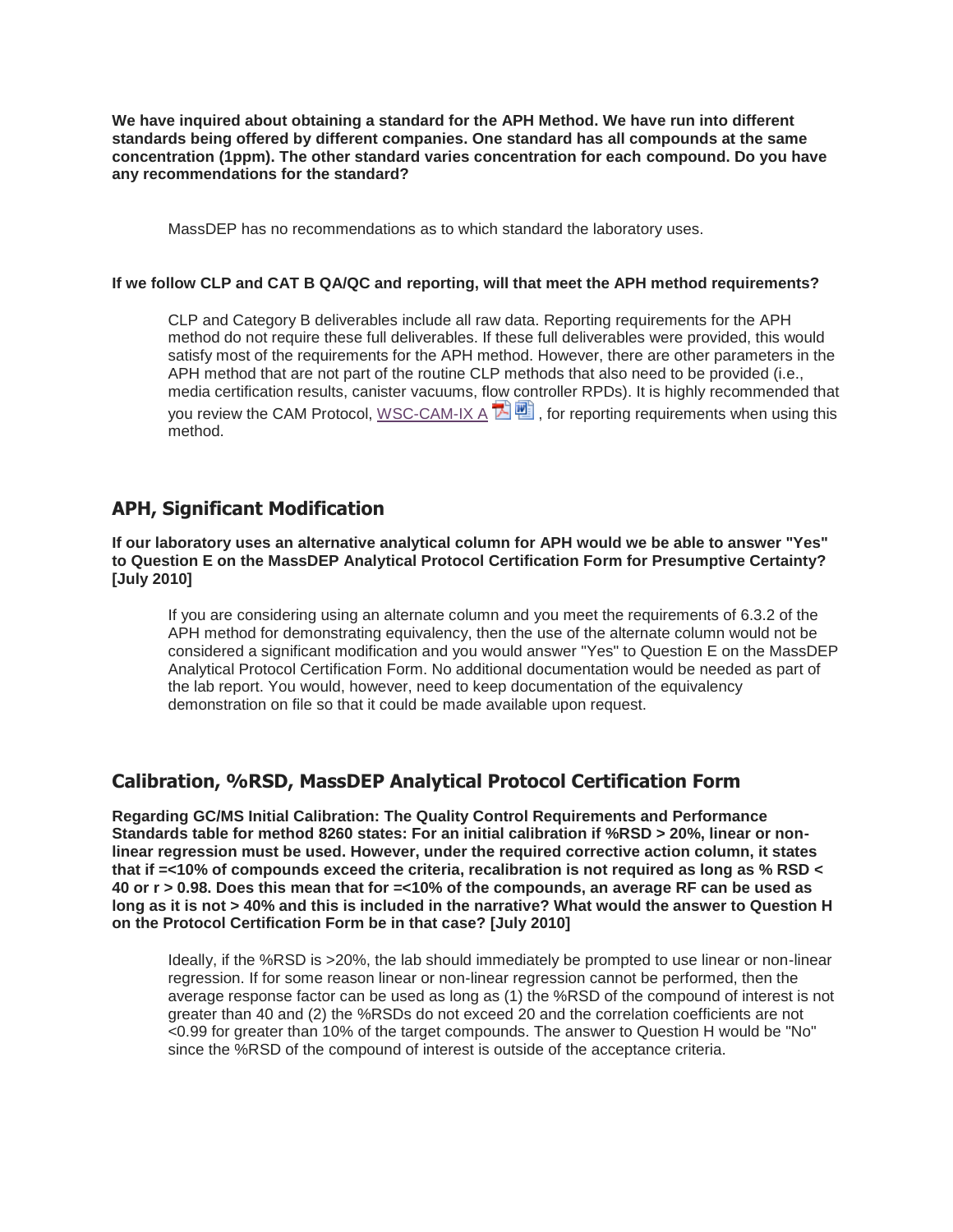**We have inquired about obtaining a standard for the APH Method. We have run into different standards being offered by different companies. One standard has all compounds at the same concentration (1ppm). The other standard varies concentration for each compound. Do you have any recommendations for the standard?**

MassDEP has no recommendations as to which standard the laboratory uses.

**If we follow CLP and CAT B QA/QC and reporting, will that meet the APH method requirements?**

CLP and Category B deliverables include all raw data. Reporting requirements for the APH method do not require these full deliverables. If these full deliverables were provided, this would satisfy most of the requirements for the APH method. However, there are other parameters in the APH method that are not part of the routine CLP methods that also need to be provided (i.e., media certification results, canister vacuums, flow controller RPDs). It is highly recommended that you review the CAM Protocol, WSC-CAM-IX A, for reporting requirements when using this method.

## APH, Significant Modification

**If our laboratory uses an alternative analytical column for APH would we be able to answer "Yes" to Question E on the MassDEP Analytical Protocol Certification Form for Presumptive Certainty? [July 2010]**

If you are considering using an alternate column and you meet the requirements of 6.3.2 of the APH method for demonstrating equivalency, then the use of the alternate column would not be considered a significant modification and you would answer "Yes" to Question E on the MassDEP Analytical Protocol Certification Form. No additional documentation would be needed as part of the lab report. You would, however, need to keep documentation of the equivalency demonstration on file so that it could be made available upon request.

## Calibration, %RSD, MassDEP Analytical Protocol Certification Form

**Regarding GC/MS Initial Calibration: The Quality Control Requirements and Performance Standards table for method 8260 states: For an initial calibration if %RSD > 20%, linear or non-linear regression must be used. However, under the required corrective action column, it states that if =<10% of compounds exceed the criteria, recalibration is not required as long as % RSD < 40 or r > 0.98. Does this mean that for =<10% of the compounds, an average RF can be used as long as it is not > 40% and this is included in the narrative? What would the answer to Question H on the Protocol Certification Form be in that case? [July 2010]**

Ideally, if the %RSD is >20%, the lab should immediately be prompted to use linear or non-linear regression. If for some reason linear or non-linear regression cannot be performed, then the average response factor can be used as long as (1) the %RSD of the compound of interest is not greater than 40 and (2) the %RSDs do not exceed 20 and the correlation coefficients are not <0.99 for greater than 10% of the target compounds. The answer to Question H would be "No" since the %RSD of the compound of interest is outside of the acceptance criteria.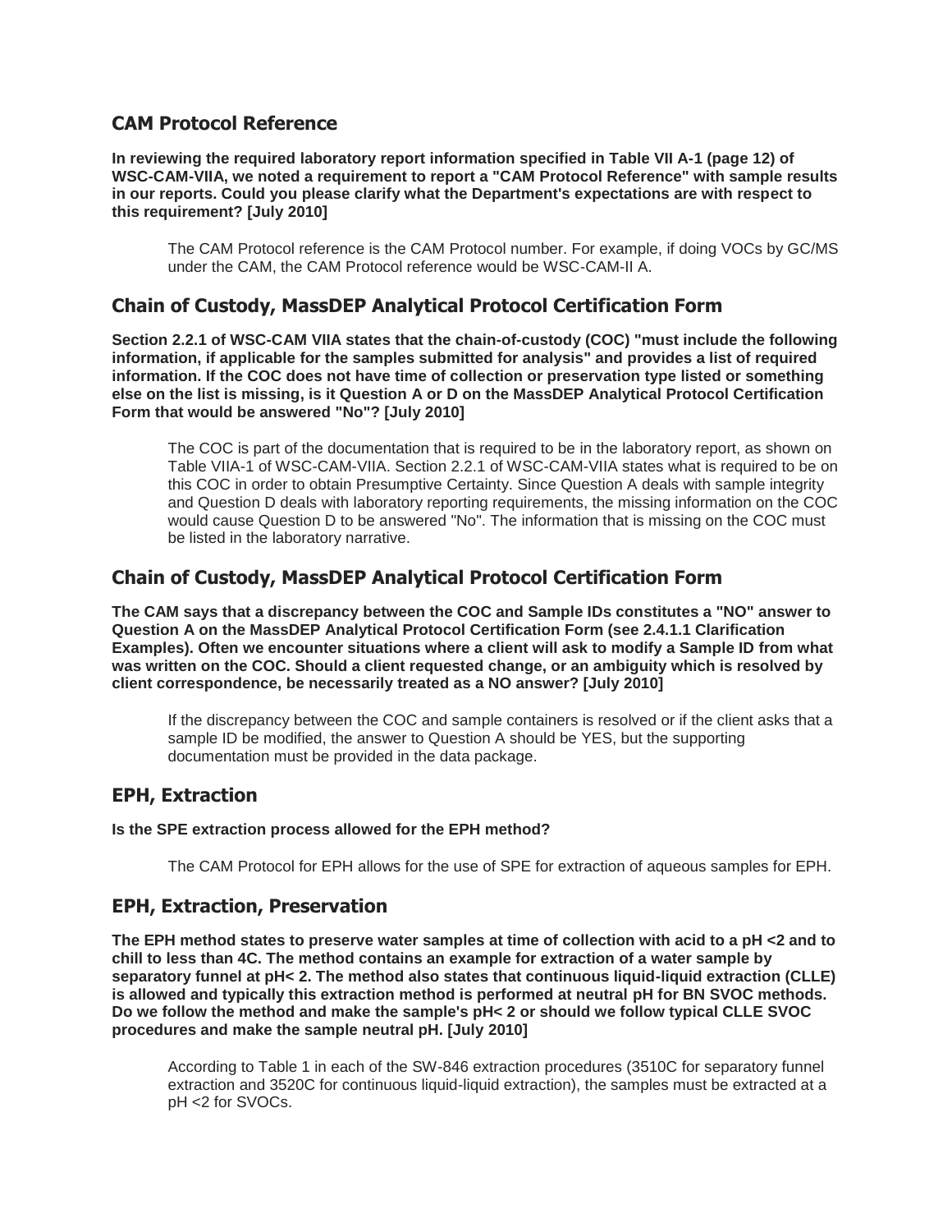## CAM Protocol Reference

**In reviewing the required laboratory report information specified in Table VII A-1 (page 12) of WSC-CAM-VIIA, we noted a requirement to report a "CAM Protocol Reference" with sample results in our reports. Could you please clarify what the Department's expectations are with respect to this requirement? [July 2010]**

The CAM Protocol reference is the CAM Protocol number. For example, if doing VOCs by GC/MS under the CAM, the CAM Protocol reference would be WSC-CAM-II A.

## Chain of Custody, MassDEP Analytical Protocol Certification Form

**Section 2.2.1 of WSC-CAM VIIA states that the chain-of-custody (COC) "must include the following information, if applicable for the samples submitted for analysis" and provides a list of required information. If the COC does not have time of collection or preservation type listed or something else on the list is missing, is it Question A or D on the MassDEP Analytical Protocol Certification Form that would be answered "No"? [July 2010]**

The COC is part of the documentation that is required to be in the laboratory report, as shown on Table VIIA-1 of WSC-CAM-VIIA. Section 2.2.1 of WSC-CAM-VIIA states what is required to be on this COC in order to obtain Presumptive Certainty. Since Question A deals with sample integrity and Question D deals with laboratory reporting requirements, the missing information on the COC would cause Question D to be answered "No". The information that is missing on the COC must be listed in the laboratory narrative.

## Chain of Custody, MassDEP Analytical Protocol Certification Form

**The CAM says that a discrepancy between the COC and Sample IDs constitutes a "NO" answer to Question A on the MassDEP Analytical Protocol Certification Form (see 2.4.1.1 Clarification Examples). Often we encounter situations where a client will ask to modify a Sample ID from what was written on the COC. Should a client requested change, or an ambiguity which is resolved by client correspondence, be necessarily treated as a NO answer? [July 2010]**

If the discrepancy between the COC and sample containers is resolved or if the client asks that a sample ID be modified, the answer to Question A should be YES, but the supporting documentation must be provided in the data package.

## EPH, Extraction

**Is the SPE extraction process allowed for the EPH method?**

The CAM Protocol for EPH allows for the use of SPE for extraction of aqueous samples for EPH.

## EPH, Extraction, Preservation

**The EPH method states to preserve water samples at time of collection with acid to a pH <2 and to chill to less than 4C. The method contains an example for extraction of a water sample by separatory funnel at pH< 2. The method also states that continuous liquid-liquid extraction (CLLE) is allowed and typically this extraction method is performed at neutral pH for BN SVOC methods. Do we follow the method and make the sample's pH< 2 or should we follow typical CLLE SVOC procedures and make the sample neutral pH. [July 2010]**

According to Table 1 in each of the SW-846 extraction procedures (3510C for separatory funnel extraction and 3520C for continuous liquid-liquid extraction), the samples must be extracted at a pH <2 for SVOCs.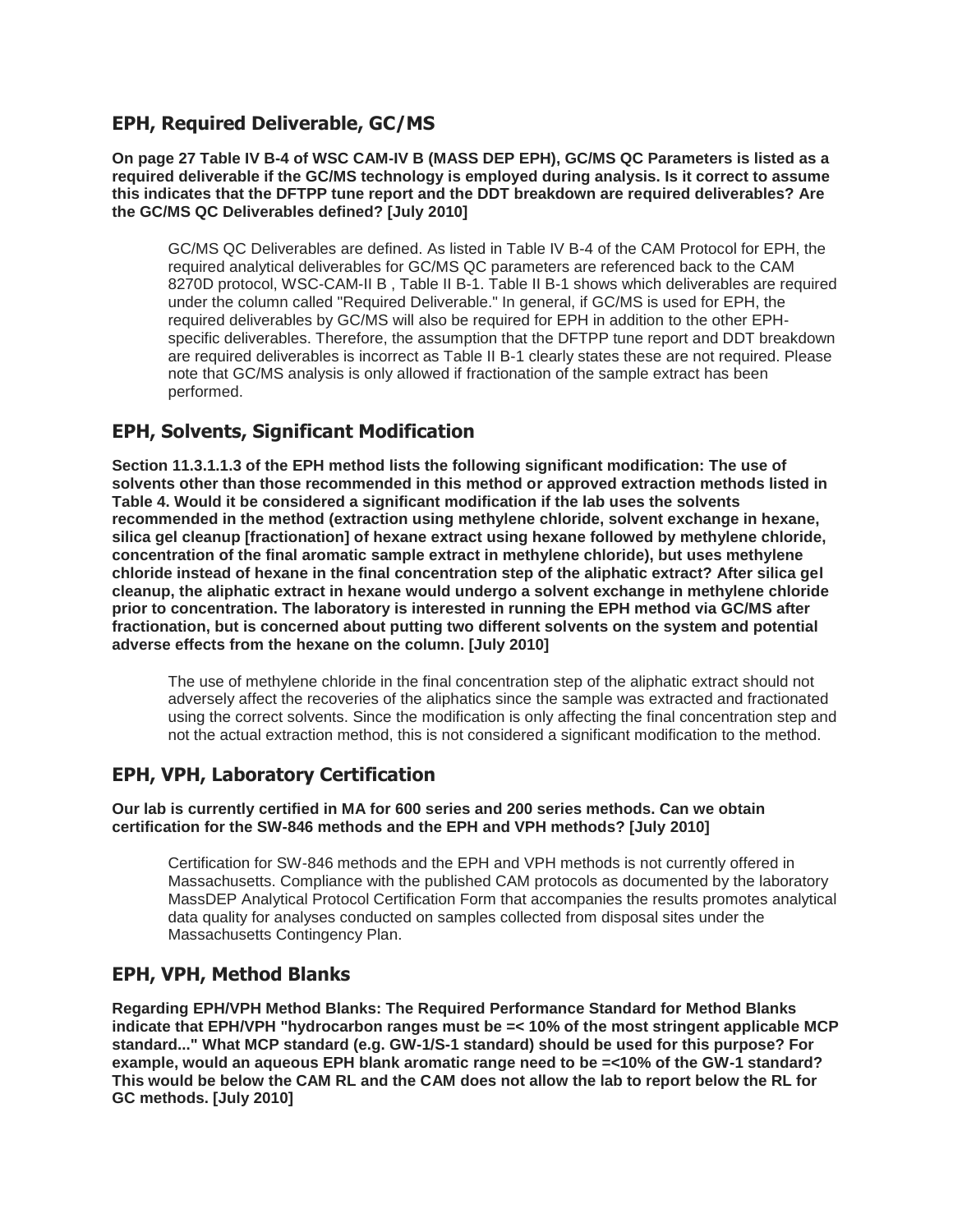## EPH, Required Deliverable, GC/MS

**On page 27 Table IV B-4 of WSC CAM-IV B (MASS DEP EPH), GC/MS QC Parameters is listed as a required deliverable if the GC/MS technology is employed during analysis. Is it correct to assume this indicates that the DFTPP tune report and the DDT breakdown are required deliverables? Are the GC/MS QC Deliverables defined? [July 2010]**

> GC/MS QC Deliverables are defined. As listed in Table IV B-4 of the CAM Protocol for EPH, the required analytical deliverables for GC/MS QC parameters are referenced back to the CAM 8270D protocol, WSC-CAM-II B , Table II B-1. Table II B-1 shows which deliverables are required under the column called "Required Deliverable." In general, if GC/MS is used for EPH, the required deliverables by GC/MS will also be required for EPH in addition to the other EPH-specific deliverables. Therefore, the assumption that the DFTPP tune report and DDT breakdown are required deliverables is incorrect as Table II B-1 clearly states these are not required. Please note that GC/MS analysis is only allowed if fractionation of the sample extract has been performed.

## EPH, Solvents, Significant Modification

**Section 11.3.1.1.3 of the EPH method lists the following significant modification: The use of solvents other than those recommended in this method or approved extraction methods listed in Table 4. Would it be considered a significant modification if the lab uses the solvents recommended in the method (extraction using methylene chloride, solvent exchange in hexane, silica gel cleanup [fractionation] of hexane extract using hexane followed by methylene chloride, concentration of the final aromatic sample extract in methylene chloride), but uses methylene chloride instead of hexane in the final concentration step of the aliphatic extract? After silica gel cleanup, the aliphatic extract in hexane would undergo a solvent exchange in methylene chloride prior to concentration. The laboratory is interested in running the EPH method via GC/MS after fractionation, but is concerned about putting two different solvents on the system and potential adverse effects from the hexane on the column. [July 2010]**

> The use of methylene chloride in the final concentration step of the aliphatic extract should not adversely affect the recoveries of the aliphatics since the sample was extracted and fractionated using the correct solvents. Since the modification is only affecting the final concentration step and not the actual extraction method, this is not considered a significant modification to the method.

## EPH, VPH, Laboratory Certification

**Our lab is currently certified in MA for 600 series and 200 series methods. Can we obtain certification for the SW-846 methods and the EPH and VPH methods? [July 2010]**

> Certification for SW-846 methods and the EPH and VPH methods is not currently offered in Massachusetts. Compliance with the published CAM protocols as documented by the laboratory MassDEP Analytical Protocol Certification Form that accompanies the results promotes analytical data quality for analyses conducted on samples collected from disposal sites under the Massachusetts Contingency Plan.

## EPH, VPH, Method Blanks

**Regarding EPH/VPH Method Blanks: The Required Performance Standard for Method Blanks indicate that EPH/VPH "hydrocarbon ranges must be =< 10% of the most stringent applicable MCP standard..." What MCP standard (e.g. GW-1/S-1 standard) should be used for this purpose? For example, would an aqueous EPH blank aromatic range need to be =<10% of the GW-1 standard? This would be below the CAM RL and the CAM does not allow the lab to report below the RL for GC methods. [July 2010]**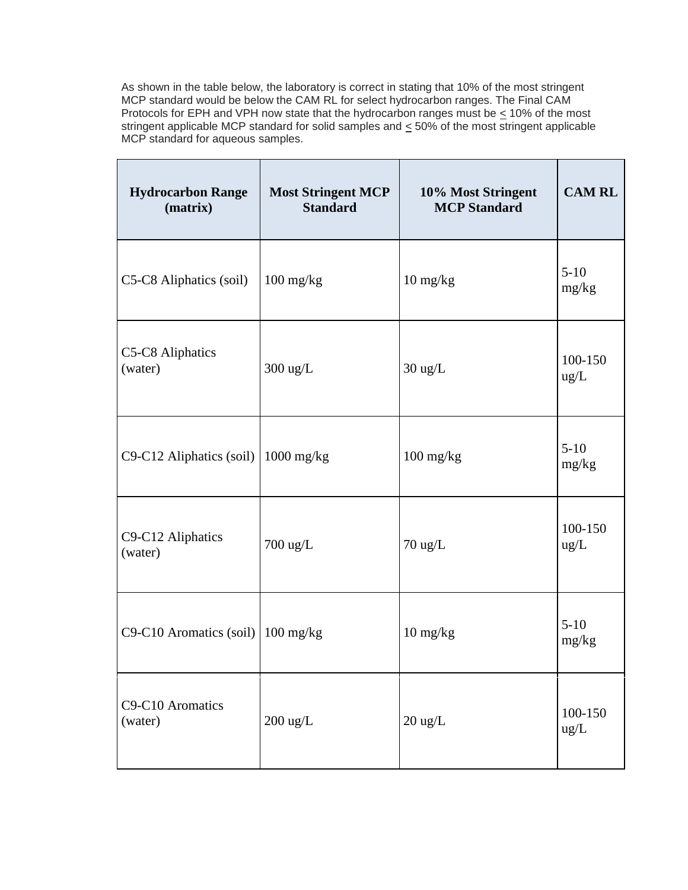As shown in the table below, the laboratory is correct in stating that 10% of the most stringent MCP standard would be below the CAM RL for select hydrocarbon ranges. The Final CAM Protocols for EPH and VPH now state that the hydrocarbon ranges must be $\leq$ 10% of the most stringent applicable MCP standard for solid samples and $\leq$ 50% of the most stringent applicable MCP standard for aqueous samples.

| Hydrocarbon Range (matrix) | Most Stringent MCP Standard | 10% Most Stringent MCP Standard | CAM RL |
|---|---|---|---|
| C5-C8 Aliphatics (soil) | 100 mg/kg | 10 mg/kg | 5-10 mg/kg |
| C5-C8 Aliphatics (water) | 300 ug/L | 30 ug/L | 100-150 ug/L |
| C9-C12 Aliphatics (soil) | 1000 mg/kg | 100 mg/kg | 5-10 mg/kg |
| C9-C12 Aliphatics (water) | 700 ug/L | 70 ug/L | 100-150 ug/L |
| C9-C10 Aromatics (soil) | 100 mg/kg | 10 mg/kg | 5-10 mg/kg |
| C9-C10 Aromatics (water) | 200 ug/L | 20 ug/L | 100-150 ug/L |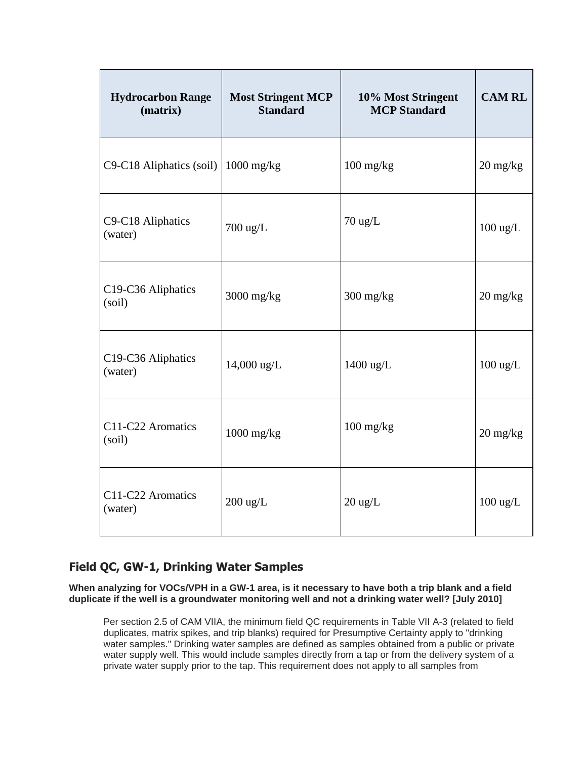| Hydrocarbon Range (matrix) | Most Stringent MCP Standard | 10% Most Stringent MCP Standard | CAM RL |
|---|---|---|---|
| C9-C18 Aliphatics (soil) | 1000 mg/kg | 100 mg/kg | 20 mg/kg |
| C9-C18 Aliphatics (water) | 700 ug/L | 70 ug/L | 100 ug/L |
| C19-C36 Aliphatics (soil) | 3000 mg/kg | 300 mg/kg | 20 mg/kg |
| C19-C36 Aliphatics (water) | 14,000 ug/L | 1400 ug/L | 100 ug/L |
| C11-C22 Aromatics (soil) | 1000 mg/kg | 100 mg/kg | 20 mg/kg |
| C11-C22 Aromatics (water) | 200 ug/L | 20 ug/L | 100 ug/L |

## Field QC, GW-1, Drinking Water Samples

**When analyzing for VOCs/VPH in a GW-1 area, is it necessary to have both a trip blank and a field duplicate if the well is a groundwater monitoring well and not a drinking water well? [July 2010]**

> Per section 2.5 of CAM VIIA, the minimum field QC requirements in Table VII A-3 (related to field duplicates, matrix spikes, and trip blanks) required for Presumptive Certainty apply to "drinking water samples." Drinking water samples are defined as samples obtained from a public or private water supply well. This would include samples directly from a tap or from the delivery system of a private water supply prior to the tap. This requirement does not apply to all samples from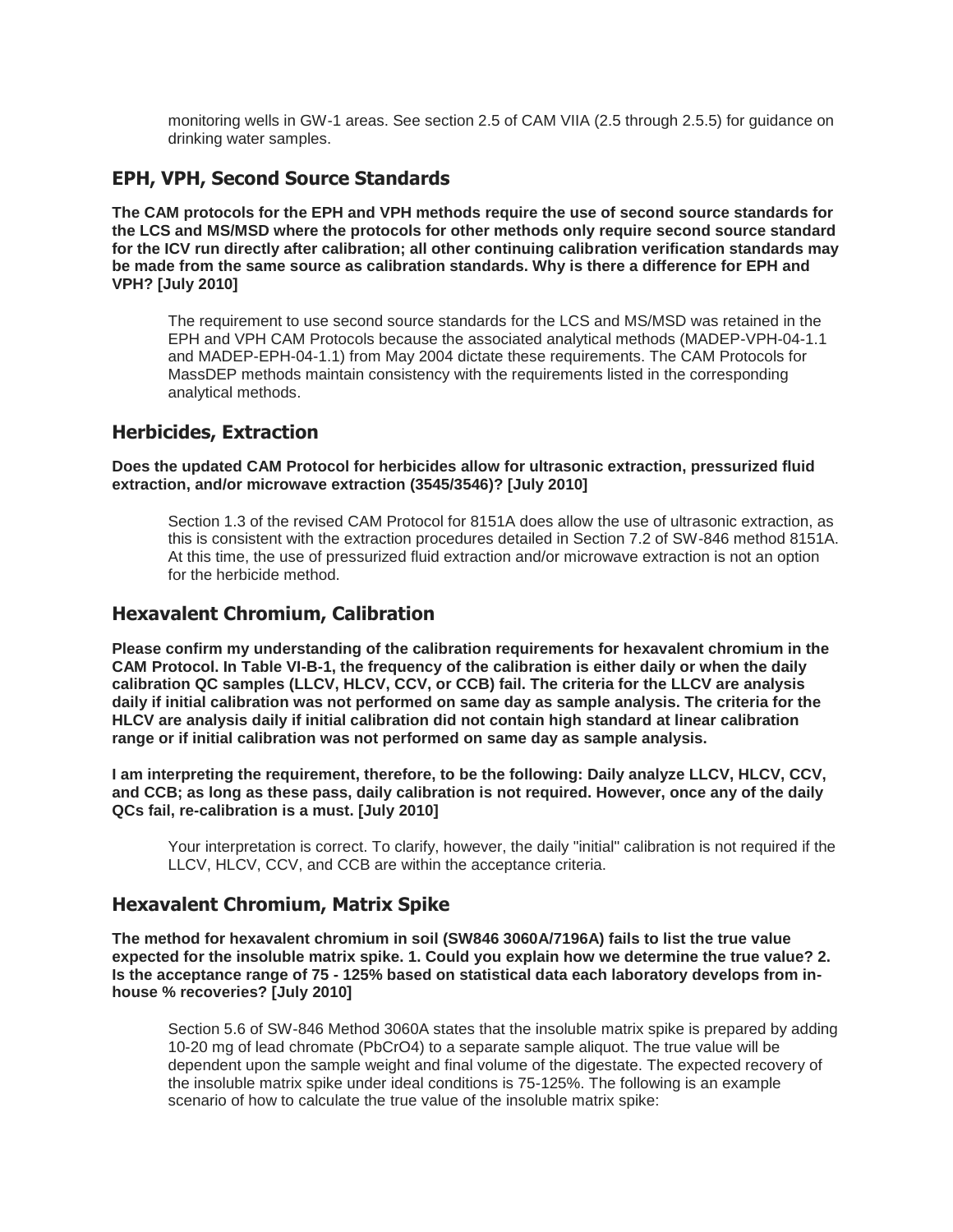monitoring wells in GW-1 areas. See section 2.5 of CAM VIIA (2.5 through 2.5.5) for guidance on drinking water samples.

## EPH, VPH, Second Source Standards

**The CAM protocols for the EPH and VPH methods require the use of second source standards for the LCS and MS/MSD where the protocols for other methods only require second source standard for the ICV run directly after calibration; all other continuing calibration verification standards may be made from the same source as calibration standards. Why is there a difference for EPH and VPH? [July 2010]**

The requirement to use second source standards for the LCS and MS/MSD was retained in the EPH and VPH CAM Protocols because the associated analytical methods (MADEP-VPH-04-1.1 and MADEP-EPH-04-1.1) from May 2004 dictate these requirements. The CAM Protocols for MassDEP methods maintain consistency with the requirements listed in the corresponding analytical methods.

## Herbicides, Extraction

**Does the updated CAM Protocol for herbicides allow for ultrasonic extraction, pressurized fluid extraction, and/or microwave extraction (3545/3546)? [July 2010]**

Section 1.3 of the revised CAM Protocol for 8151A does allow the use of ultrasonic extraction, as this is consistent with the extraction procedures detailed in Section 7.2 of SW-846 method 8151A. At this time, the use of pressurized fluid extraction and/or microwave extraction is not an option for the herbicide method.

## Hexavalent Chromium, Calibration

**Please confirm my understanding of the calibration requirements for hexavalent chromium in the CAM Protocol. In Table VI-B-1, the frequency of the calibration is either daily or when the daily calibration QC samples (LLCV, HLCV, CCV, or CCB) fail. The criteria for the LLCV are analysis daily if initial calibration was not performed on same day as sample analysis. The criteria for the HLCV are analysis daily if initial calibration did not contain high standard at linear calibration range or if initial calibration was not performed on same day as sample analysis.**

**I am interpreting the requirement, therefore, to be the following: Daily analyze LLCV, HLCV, CCV, and CCB; as long as these pass, daily calibration is not required. However, once any of the daily QCs fail, re-calibration is a must. [July 2010]**

Your interpretation is correct. To clarify, however, the daily "initial" calibration is not required if the LLCV, HLCV, CCV, and CCB are within the acceptance criteria.

## Hexavalent Chromium, Matrix Spike

**The method for hexavalent chromium in soil (SW846 3060A/7196A) fails to list the true value expected for the insoluble matrix spike. 1. Could you explain how we determine the true value? 2. Is the acceptance range of 75 - 125% based on statistical data each laboratory develops from in-house % recoveries? [July 2010]**

Section 5.6 of SW-846 Method 3060A states that the insoluble matrix spike is prepared by adding 10-20 mg of lead chromate ($PbCrO_4$) to a separate sample aliquot. The true value will be dependent upon the sample weight and final volume of the digestate. The expected recovery of the insoluble matrix spike under ideal conditions is 75-125%. The following is an example scenario of how to calculate the true value of the insoluble matrix spike: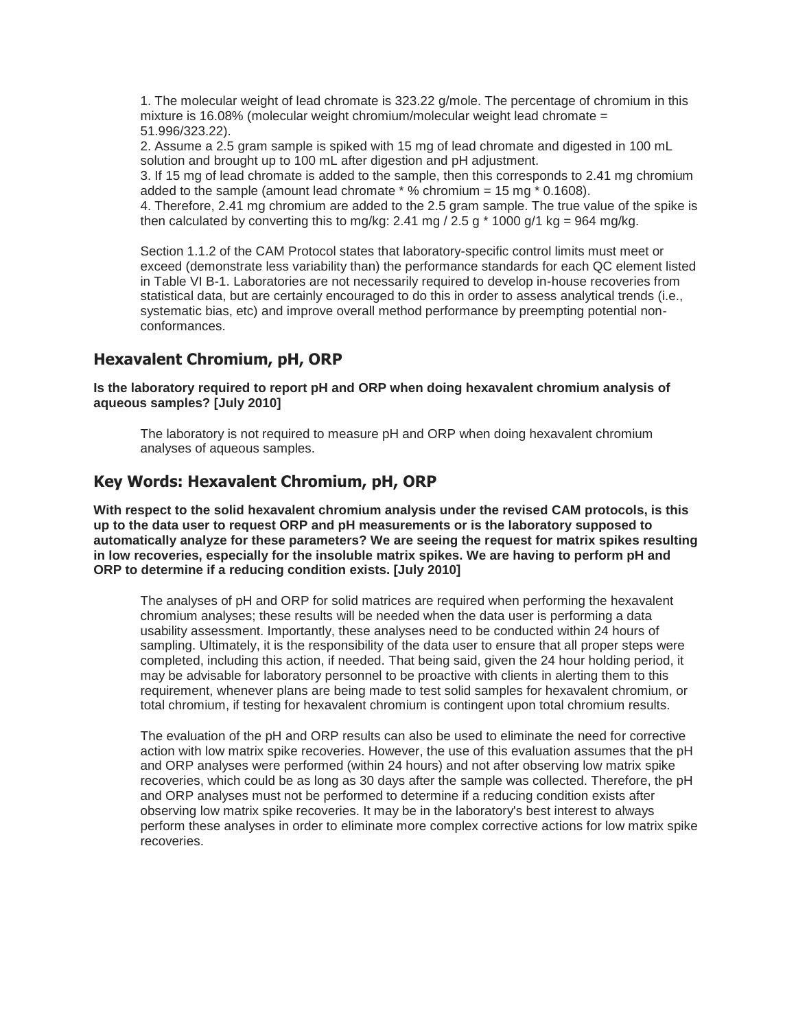1. The molecular weight of lead chromate is 323.22 g/mole. The percentage of chromium in this mixture is 16.08% (molecular weight chromium/molecular weight lead chromate = 51.996/323.22).
2. Assume a 2.5 gram sample is spiked with 15 mg of lead chromate and digested in 100 mL solution and brought up to 100 mL after digestion and pH adjustment.
3. If 15 mg of lead chromate is added to the sample, then this corresponds to 2.41 mg chromium added to the sample (amount lead chromate * % chromium = 15 mg * 0.1608).
4. Therefore, 2.41 mg chromium are added to the 2.5 gram sample. The true value of the spike is then calculated by converting this to mg/kg: 2.41 mg / 2.5 g * 1000 g/1 kg = 964 mg/kg.

Section 1.1.2 of the CAM Protocol states that laboratory-specific control limits must meet or exceed (demonstrate less variability than) the performance standards for each QC element listed in Table VI B-1. Laboratories are not necessarily required to develop in-house recoveries from statistical data, but are certainly encouraged to do this in order to assess analytical trends (i.e., systematic bias, etc) and improve overall method performance by preempting potential non-conformances.

## Hexavalent Chromium, pH, ORP

**Is the laboratory required to report pH and ORP when doing hexavalent chromium analysis of aqueous samples? [July 2010]**

The laboratory is not required to measure pH and ORP when doing hexavalent chromium analyses of aqueous samples.

## Key Words: Hexavalent Chromium, pH, ORP

**With respect to the solid hexavalent chromium analysis under the revised CAM protocols, is this up to the data user to request ORP and pH measurements or is the laboratory supposed to automatically analyze for these parameters? We are seeing the request for matrix spikes resulting in low recoveries, especially for the insoluble matrix spikes. We are having to perform pH and ORP to determine if a reducing condition exists. [July 2010]**

The analyses of pH and ORP for solid matrices are required when performing the hexavalent chromium analyses; these results will be needed when the data user is performing a data usability assessment. Importantly, these analyses need to be conducted within 24 hours of sampling. Ultimately, it is the responsibility of the data user to ensure that all proper steps were completed, including this action, if needed. That being said, given the 24 hour holding period, it may be advisable for laboratory personnel to be proactive with clients in alerting them to this requirement, whenever plans are being made to test solid samples for hexavalent chromium, or total chromium, if testing for hexavalent chromium is contingent upon total chromium results.

The evaluation of the pH and ORP results can also be used to eliminate the need for corrective action with low matrix spike recoveries. However, the use of this evaluation assumes that the pH and ORP analyses were performed (within 24 hours) and not after observing low matrix spike recoveries, which could be as long as 30 days after the sample was collected. Therefore, the pH and ORP analyses must not be performed to determine if a reducing condition exists after observing low matrix spike recoveries. It may be in the laboratory's best interest to always perform these analyses in order to eliminate more complex corrective actions for low matrix spike recoveries.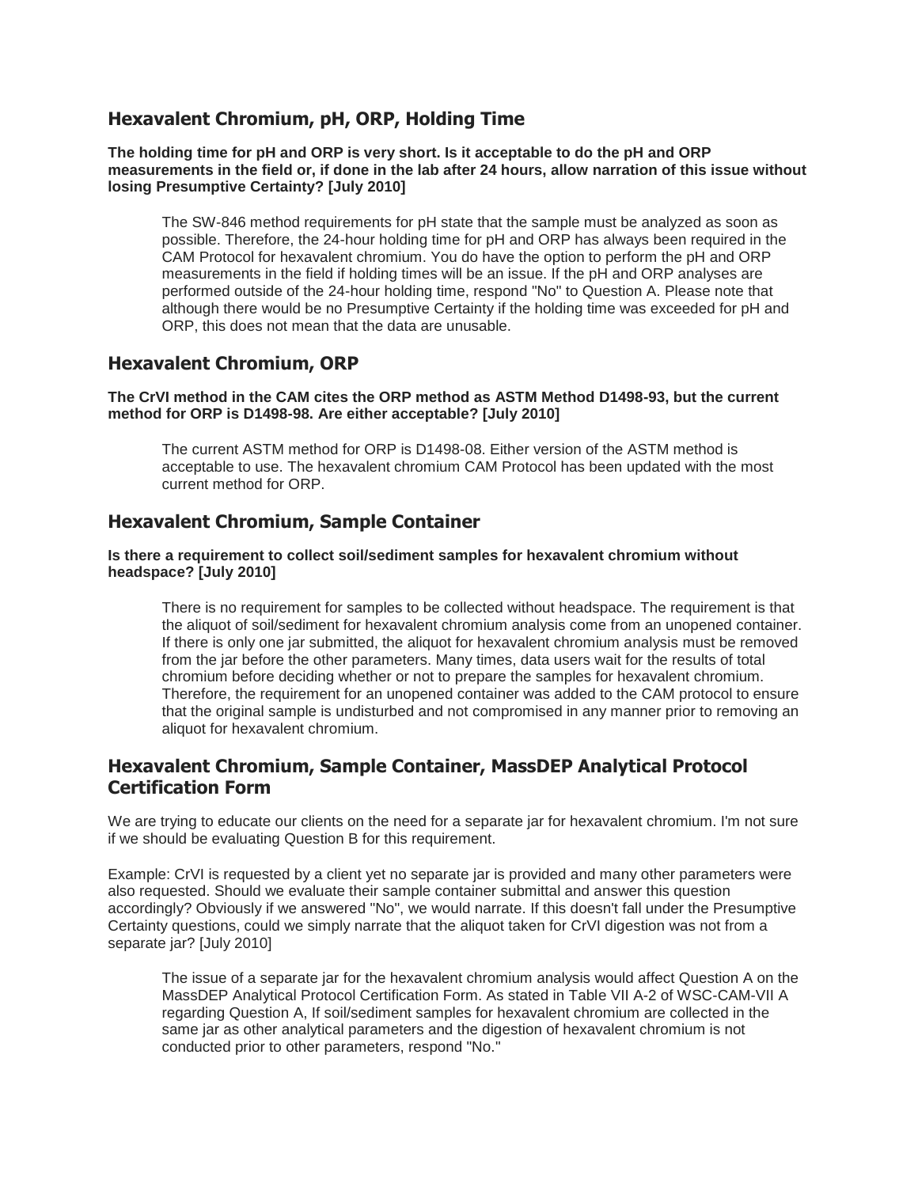## Hexavalent Chromium, pH, ORP, Holding Time

**The holding time for pH and ORP is very short. Is it acceptable to do the pH and ORP measurements in the field or, if done in the lab after 24 hours, allow narration of this issue without losing Presumptive Certainty? [July 2010]**

> The SW-846 method requirements for pH state that the sample must be analyzed as soon as possible. Therefore, the 24-hour holding time for pH and ORP has always been required in the CAM Protocol for hexavalent chromium. You do have the option to perform the pH and ORP measurements in the field if holding times will be an issue. If the pH and ORP analyses are performed outside of the 24-hour holding time, respond "No" to Question A. Please note that although there would be no Presumptive Certainty if the holding time was exceeded for pH and ORP, this does not mean that the data are unusable.

## Hexavalent Chromium, ORP

**The CrVI method in the CAM cites the ORP method as ASTM Method D1498-93, but the current method for ORP is D1498-98. Are either acceptable? [July 2010]**

> The current ASTM method for ORP is D1498-08. Either version of the ASTM method is acceptable to use. The hexavalent chromium CAM Protocol has been updated with the most current method for ORP.

## Hexavalent Chromium, Sample Container

**Is there a requirement to collect soil/sediment samples for hexavalent chromium without headspace? [July 2010]**

> There is no requirement for samples to be collected without headspace. The requirement is that the aliquot of soil/sediment for hexavalent chromium analysis come from an unopened container. If there is only one jar submitted, the aliquot for hexavalent chromium analysis must be removed from the jar before the other parameters. Many times, data users wait for the results of total chromium before deciding whether or not to prepare the samples for hexavalent chromium. Therefore, the requirement for an unopened container was added to the CAM protocol to ensure that the original sample is undisturbed and not compromised in any manner prior to removing an aliquot for hexavalent chromium.

## Hexavalent Chromium, Sample Container, MassDEP Analytical Protocol Certification Form

We are trying to educate our clients on the need for a separate jar for hexavalent chromium. I'm not sure if we should be evaluating Question B for this requirement.

Example: CrVI is requested by a client yet no separate jar is provided and many other parameters were also requested. Should we evaluate their sample container submittal and answer this question accordingly? Obviously if we answered "No", we would narrate. If this doesn't fall under the Presumptive Certainty questions, could we simply narrate that the aliquot taken for CrVI digestion was not from a separate jar? [July 2010]

> The issue of a separate jar for the hexavalent chromium analysis would affect Question A on the MassDEP Analytical Protocol Certification Form. As stated in Table VII A-2 of WSC-CAM-VII A regarding Question A, If soil/sediment samples for hexavalent chromium are collected in the same jar as other analytical parameters and the digestion of hexavalent chromium is not conducted prior to other parameters, respond "No."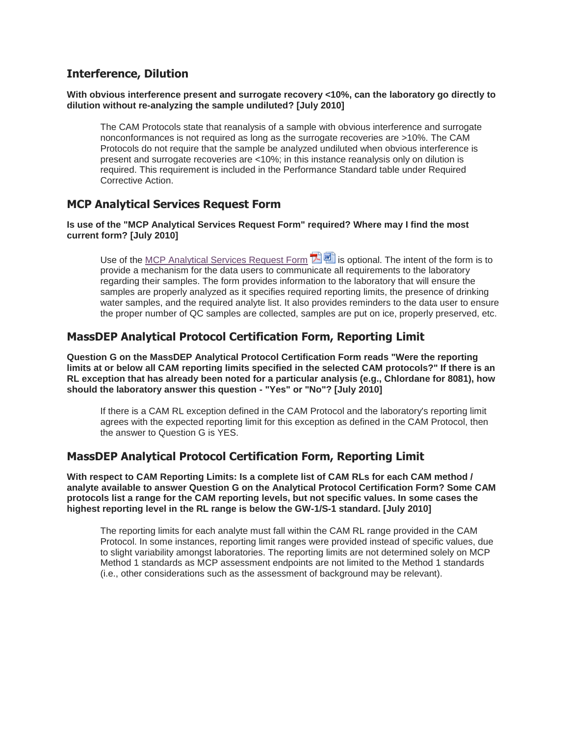## Interference, Dilution

**With obvious interference present and surrogate recovery <10%, can the laboratory go directly to dilution without re-analyzing the sample undiluted? [July 2010]**

> The CAM Protocols state that reanalysis of a sample with obvious interference and surrogate nonconformances is not required as long as the surrogate recoveries are >10%. The CAM Protocols do not require that the sample be analyzed undiluted when obvious interference is present and surrogate recoveries are <10%; in this instance reanalysis only on dilution is required. This requirement is included in the Performance Standard table under Required Corrective Action.

## MCP Analytical Services Request Form

**Is use of the "MCP Analytical Services Request Form" required? Where may I find the most current form? [July 2010]**

> Use of the MCP Analytical Services Request Form is optional. The intent of the form is to provide a mechanism for the data users to communicate all requirements to the laboratory regarding their samples. The form provides information to the laboratory that will ensure the samples are properly analyzed as it specifies required reporting limits, the presence of drinking water samples, and the required analyte list. It also provides reminders to the data user to ensure the proper number of QC samples are collected, samples are put on ice, properly preserved, etc.

## MassDEP Analytical Protocol Certification Form, Reporting Limit

**Question G on the MassDEP Analytical Protocol Certification Form reads "Were the reporting limits at or below all CAM reporting limits specified in the selected CAM protocols?" If there is an RL exception that has already been noted for a particular analysis (e.g., Chlordane for 8081), how should the laboratory answer this question - "Yes" or "No"? [July 2010]**

> If there is a CAM RL exception defined in the CAM Protocol and the laboratory's reporting limit agrees with the expected reporting limit for this exception as defined in the CAM Protocol, then the answer to Question G is YES.

## MassDEP Analytical Protocol Certification Form, Reporting Limit

**With respect to CAM Reporting Limits: Is a complete list of CAM RLs for each CAM method / analyte available to answer Question G on the Analytical Protocol Certification Form? Some CAM protocols list a range for the CAM reporting levels, but not specific values. In some cases the highest reporting level in the RL range is below the GW-1/S-1 standard. [July 2010]**

> The reporting limits for each analyte must fall within the CAM RL range provided in the CAM Protocol. In some instances, reporting limit ranges were provided instead of specific values, due to slight variability amongst laboratories. The reporting limits are not determined solely on MCP Method 1 standards as MCP assessment endpoints are not limited to the Method 1 standards (i.e., other considerations such as the assessment of background may be relevant).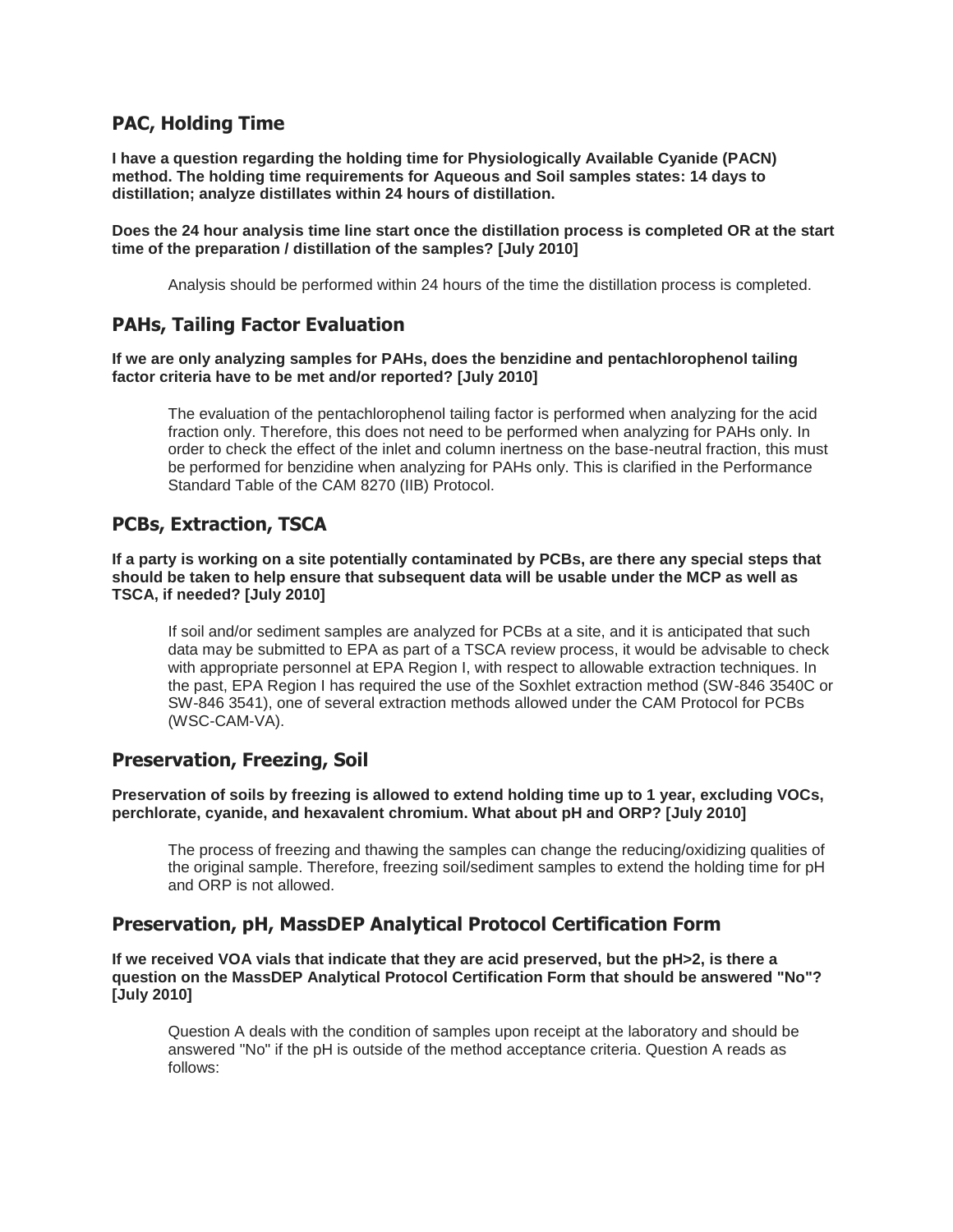## PAC, Holding Time

**I have a question regarding the holding time for Physiologically Available Cyanide (PACN) method. The holding time requirements for Aqueous and Soil samples states: 14 days to distillation; analyze distillates within 24 hours of distillation.**

**Does the 24 hour analysis time line start once the distillation process is completed OR at the start time of the preparation / distillation of the samples? [July 2010]**

Analysis should be performed within 24 hours of the time the distillation process is completed.

## PAHs, Tailing Factor Evaluation

**If we are only analyzing samples for PAHs, does the benzidine and pentachlorophenol tailing factor criteria have to be met and/or reported? [July 2010]**

The evaluation of the pentachlorophenol tailing factor is performed when analyzing for the acid fraction only. Therefore, this does not need to be performed when analyzing for PAHs only. In order to check the effect of the inlet and column inertness on the base-neutral fraction, this must be performed for benzidine when analyzing for PAHs only. This is clarified in the Performance Standard Table of the CAM 8270 (IIB) Protocol.

## PCBs, Extraction, TSCA

**If a party is working on a site potentially contaminated by PCBs, are there any special steps that should be taken to help ensure that subsequent data will be usable under the MCP as well as TSCA, if needed? [July 2010]**

If soil and/or sediment samples are analyzed for PCBs at a site, and it is anticipated that such data may be submitted to EPA as part of a TSCA review process, it would be advisable to check with appropriate personnel at EPA Region I, with respect to allowable extraction techniques. In the past, EPA Region I has required the use of the Soxhlet extraction method (SW-846 3540C or SW-846 3541), one of several extraction methods allowed under the CAM Protocol for PCBs (WSC-CAM-VA).

## Preservation, Freezing, Soil

**Preservation of soils by freezing is allowed to extend holding time up to 1 year, excluding VOCs, perchlorate, cyanide, and hexavalent chromium. What about pH and ORP? [July 2010]**

The process of freezing and thawing the samples can change the reducing/oxidizing qualities of the original sample. Therefore, freezing soil/sediment samples to extend the holding time for pH and ORP is not allowed.

## Preservation, pH, MassDEP Analytical Protocol Certification Form

**If we received VOA vials that indicate that they are acid preserved, but the pH>2, is there a question on the MassDEP Analytical Protocol Certification Form that should be answered "No"? [July 2010]**

Question A deals with the condition of samples upon receipt at the laboratory and should be answered "No" if the pH is outside of the method acceptance criteria. Question A reads as follows: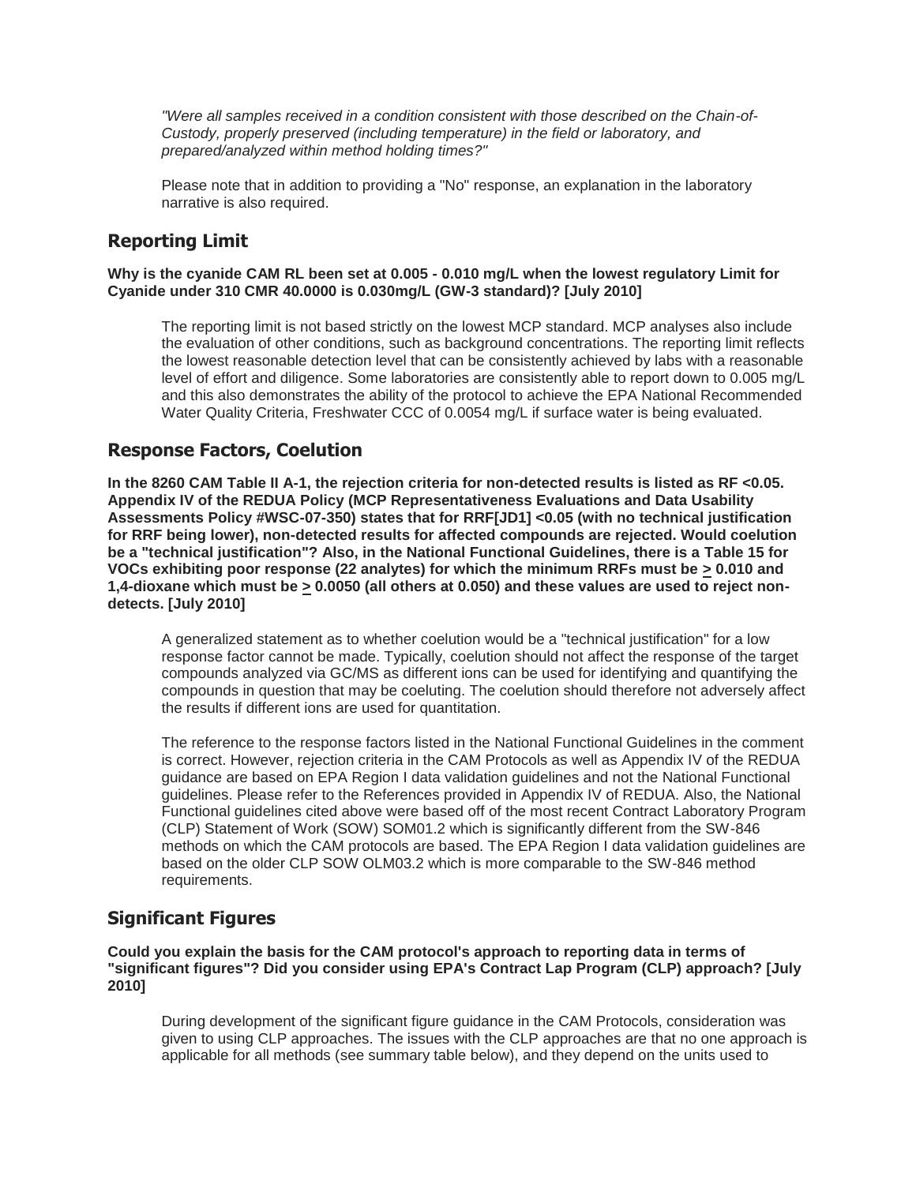*"Were all samples received in a condition consistent with those described on the Chain-of-Custody, properly preserved (including temperature) in the field or laboratory, and prepared/analyzed within method holding times?"*

Please note that in addition to providing a "No" response, an explanation in the laboratory narrative is also required.

## Reporting Limit

**Why is the cyanide CAM RL been set at 0.005 - 0.010 mg/L when the lowest regulatory Limit for Cyanide under 310 CMR 40.0000 is 0.030mg/L (GW-3 standard)? [July 2010]**

The reporting limit is not based strictly on the lowest MCP standard. MCP analyses also include the evaluation of other conditions, such as background concentrations. The reporting limit reflects the lowest reasonable detection level that can be consistently achieved by labs with a reasonable level of effort and diligence. Some laboratories are consistently able to report down to 0.005 mg/L and this also demonstrates the ability of the protocol to achieve the EPA National Recommended Water Quality Criteria, Freshwater CCC of 0.0054 mg/L if surface water is being evaluated.

## Response Factors, Coelution

**In the 8260 CAM Table II A-1, the rejection criteria for non-detected results is listed as RF <0.05. Appendix IV of the REDUA Policy (MCP Representativeness Evaluations and Data Usability Assessments Policy #WSC-07-350) states that for RRF[JD1] <0.05 (with no technical justification for RRF being lower), non-detected results for affected compounds are rejected. Would coelution be a "technical justification"? Also, in the National Functional Guidelines, there is a Table 15 for VOCs exhibiting poor response (22 analytes) for which the minimum RRFs must be ≥ 0.010 and 1,4-dioxane which must be ≥ 0.0050 (all others at 0.050) and these values are used to reject non-detects. [July 2010]**

A generalized statement as to whether coelution would be a "technical justification" for a low response factor cannot be made. Typically, coelution should not affect the response of the target compounds analyzed via GC/MS as different ions can be used for identifying and quantifying the compounds in question that may be coeluting. The coelution should therefore not adversely affect the results if different ions are used for quantitation.

The reference to the response factors listed in the National Functional Guidelines in the comment is correct. However, rejection criteria in the CAM Protocols as well as Appendix IV of the REDUA guidance are based on EPA Region I data validation guidelines and not the National Functional guidelines. Please refer to the References provided in Appendix IV of REDUA. Also, the National Functional guidelines cited above were based off of the most recent Contract Laboratory Program (CLP) Statement of Work (SOW) SOM01.2 which is significantly different from the SW-846 methods on which the CAM protocols are based. The EPA Region I data validation guidelines are based on the older CLP SOW OLM03.2 which is more comparable to the SW-846 method requirements.

## Significant Figures

**Could you explain the basis for the CAM protocol's approach to reporting data in terms of "significant figures"? Did you consider using EPA's Contract Lap Program (CLP) approach? [July 2010]**

During development of the significant figure guidance in the CAM Protocols, consideration was given to using CLP approaches. The issues with the CLP approaches are that no one approach is applicable for all methods (see summary table below), and they depend on the units used to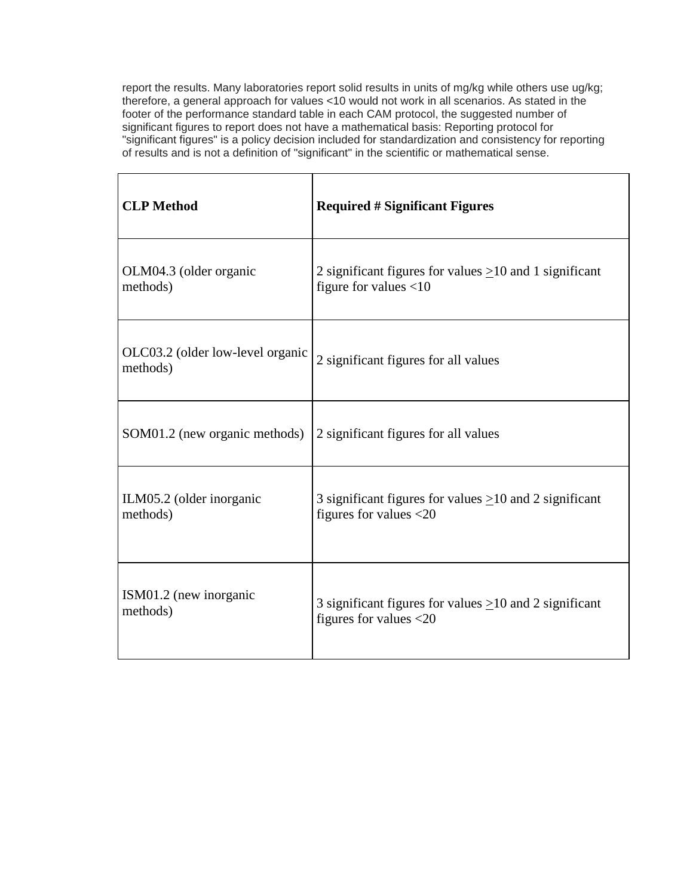report the results. Many laboratories report solid results in units of mg/kg while others use ug/kg; therefore, a general approach for values <10 would not work in all scenarios. As stated in the footer of the performance standard table in each CAM protocol, the suggested number of significant figures to report does not have a mathematical basis: Reporting protocol for "significant figures" is a policy decision included for standardization and consistency for reporting of results and is not a definition of "significant" in the scientific or mathematical sense.

| **CLP Method** | **Required # Significant Figures** |
| --- | --- |
| OLM04.3 (older organic methods) | 2 significant figures for values $\geq$10 and 1 significant figure for values <10 |
| OLC03.2 (older low-level organic methods) | 2 significant figures for all values |
| SOM01.2 (new organic methods) | 2 significant figures for all values |
| ILM05.2 (older inorganic methods) | 3 significant figures for values $\geq$10 and 2 significant figures for values <20 |
| ISM01.2 (new inorganic methods) | 3 significant figures for values $\geq$10 and 2 significant figures for values <20 |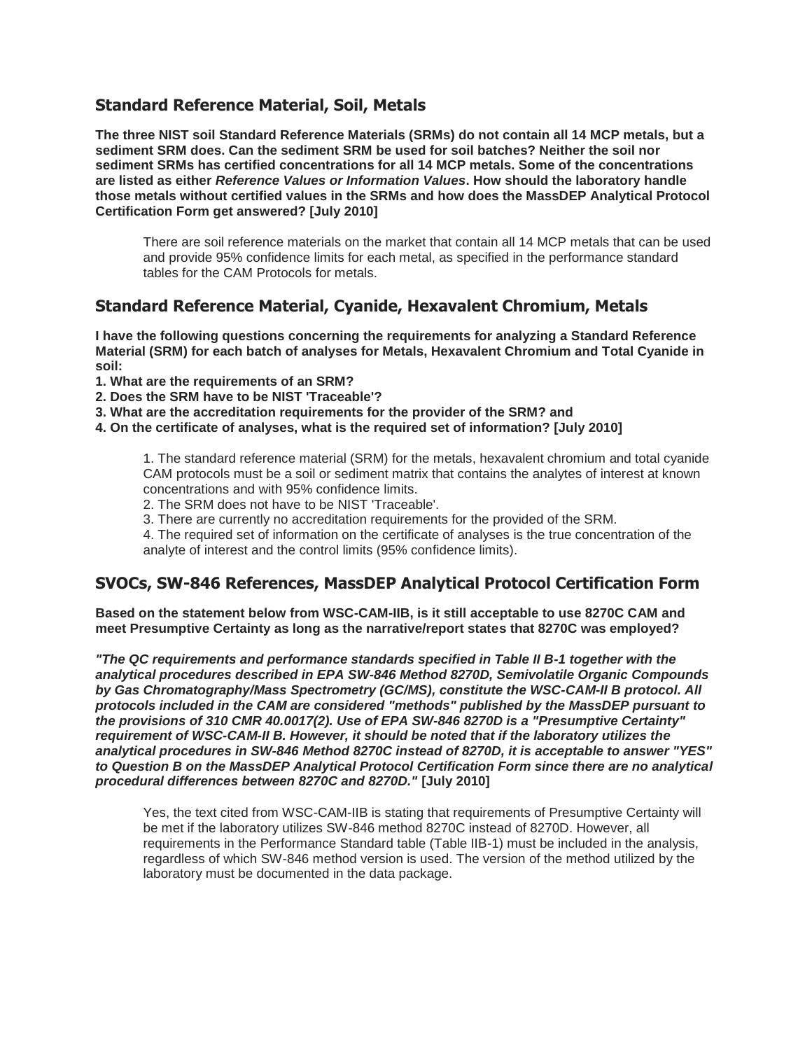## Standard Reference Material, Soil, Metals

**The three NIST soil Standard Reference Materials (SRMs) do not contain all 14 MCP metals, but a sediment SRM does. Can the sediment SRM be used for soil batches? Neither the soil nor sediment SRMs has certified concentrations for all 14 MCP metals. Some of the concentrations are listed as either *Reference Values or Information Values*. How should the laboratory handle those metals without certified values in the SRMs and how does the MassDEP Analytical Protocol Certification Form get answered? [July 2010]**

> There are soil reference materials on the market that contain all 14 MCP metals that can be used and provide 95% confidence limits for each metal, as specified in the performance standard tables for the CAM Protocols for metals.

## Standard Reference Material, Cyanide, Hexavalent Chromium, Metals

**I have the following questions concerning the requirements for analyzing a Standard Reference Material (SRM) for each batch of analyses for Metals, Hexavalent Chromium and Total Cyanide in soil:**

**1. What are the requirements of an SRM?**
**2. Does the SRM have to be NIST 'Traceable'?**
**3. What are the accreditation requirements for the provider of the SRM? and**
**4. On the certificate of analyses, what is the required set of information? [July 2010]**

> 1. The standard reference material (SRM) for the metals, hexavalent chromium and total cyanide CAM protocols must be a soil or sediment matrix that contains the analytes of interest at known concentrations and with 95% confidence limits.
> 2. The SRM does not have to be NIST 'Traceable'.
> 3. There are currently no accreditation requirements for the provided of the SRM.
> 4. The required set of information on the certificate of analyses is the true concentration of the analyte of interest and the control limits (95% confidence limits).

## SVOCs, SW-846 References, MassDEP Analytical Protocol Certification Form

**Based on the statement below from WSC-CAM-IIB, is it still acceptable to use 8270C CAM and meet Presumptive Certainty as long as the narrative/report states that 8270C was employed?**

***"The QC requirements and performance standards specified in Table II B-1 together with the analytical procedures described in EPA SW-846 Method 8270D, Semivolatile Organic Compounds by Gas Chromatography/Mass Spectrometry (GC/MS), constitute the WSC-CAM-II B protocol. All protocols included in the CAM are considered "methods" published by the MassDEP pursuant to the provisions of 310 CMR 40.0017(2). Use of EPA SW-846 8270D is a "Presumptive Certainty" requirement of WSC-CAM-II B. However, it should be noted that if the laboratory utilizes the analytical procedures in SW-846 Method 8270C instead of 8270D, it is acceptable to answer "YES" to Question B on the MassDEP Analytical Protocol Certification Form since there are no analytical procedural differences between 8270C and 8270D."* [July 2010]**

> Yes, the text cited from WSC-CAM-IIB is stating that requirements of Presumptive Certainty will be met if the laboratory utilizes SW-846 method 8270C instead of 8270D. However, all requirements in the Performance Standard table (Table IIB-1) must be included in the analysis, regardless of which SW-846 method version is used. The version of the method utilized by the laboratory must be documented in the data package.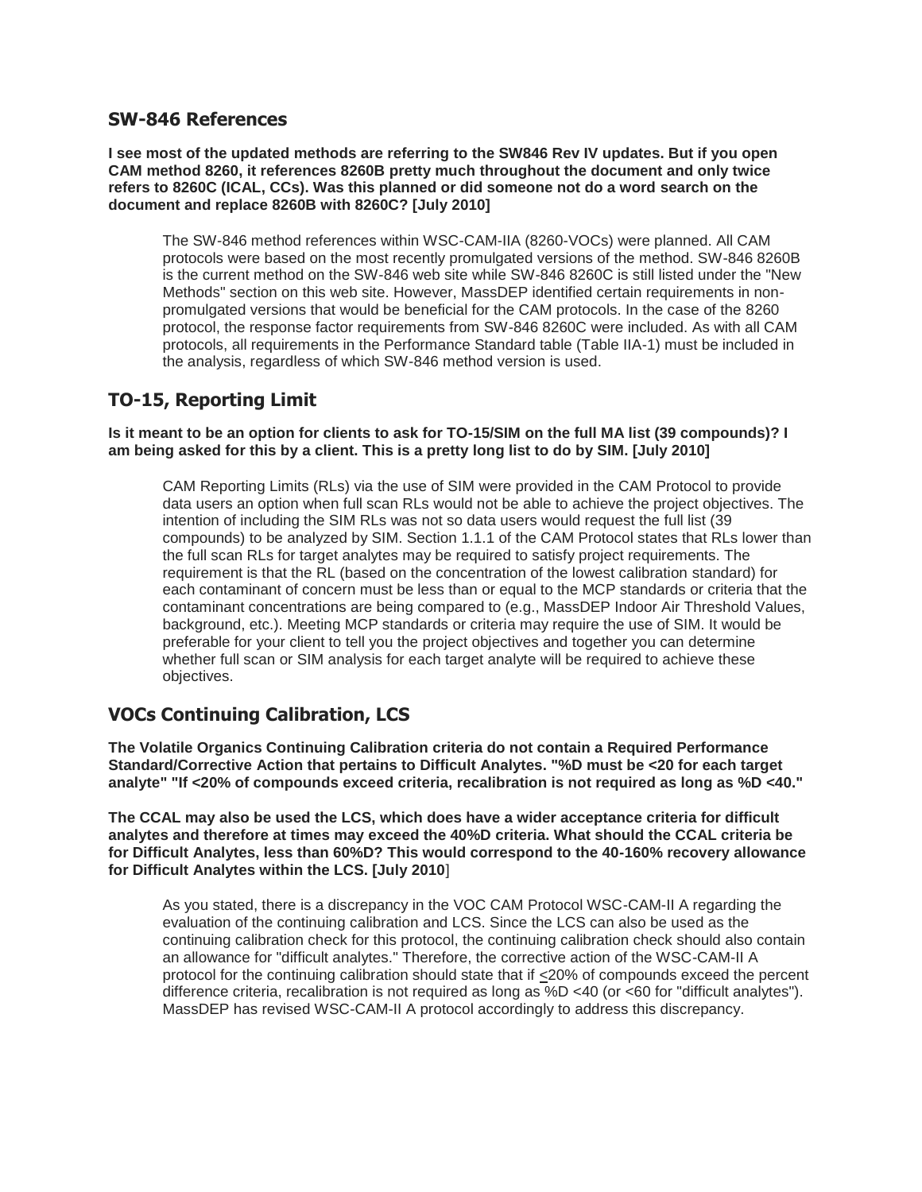## SW-846 References

**I see most of the updated methods are referring to the SW846 Rev IV updates. But if you open CAM method 8260, it references 8260B pretty much throughout the document and only twice refers to 8260C (ICAL, CCs). Was this planned or did someone not do a word search on the document and replace 8260B with 8260C? [July 2010]**

The SW-846 method references within WSC-CAM-IIA (8260-VOCs) were planned. All CAM protocols were based on the most recently promulgated versions of the method. SW-846 8260B is the current method on the SW-846 web site while SW-846 8260C is still listed under the "New Methods" section on this web site. However, MassDEP identified certain requirements in non-promulgated versions that would be beneficial for the CAM protocols. In the case of the 8260 protocol, the response factor requirements from SW-846 8260C were included. As with all CAM protocols, all requirements in the Performance Standard table (Table IIA-1) must be included in the analysis, regardless of which SW-846 method version is used.

## TO-15, Reporting Limit

**Is it meant to be an option for clients to ask for TO-15/SIM on the full MA list (39 compounds)? I am being asked for this by a client. This is a pretty long list to do by SIM. [July 2010]**

CAM Reporting Limits (RLs) via the use of SIM were provided in the CAM Protocol to provide data users an option when full scan RLs would not be able to achieve the project objectives. The intention of including the SIM RLs was not so data users would request the full list (39 compounds) to be analyzed by SIM. Section 1.1.1 of the CAM Protocol states that RLs lower than the full scan RLs for target analytes may be required to satisfy project requirements. The requirement is that the RL (based on the concentration of the lowest calibration standard) for each contaminant of concern must be less than or equal to the MCP standards or criteria that the contaminant concentrations are being compared to (e.g., MassDEP Indoor Air Threshold Values, background, etc.). Meeting MCP standards or criteria may require the use of SIM. It would be preferable for your client to tell you the project objectives and together you can determine whether full scan or SIM analysis for each target analyte will be required to achieve these objectives.

## VOCs Continuing Calibration, LCS

**The Volatile Organics Continuing Calibration criteria do not contain a Required Performance Standard/Corrective Action that pertains to Difficult Analytes. "%D must be <20 for each target analyte" "If <20% of compounds exceed criteria, recalibration is not required as long as %D <40."**

**The CCAL may also be used the LCS, which does have a wider acceptance criteria for difficult analytes and therefore at times may exceed the 40%D criteria. What should the CCAL criteria be for Difficult Analytes, less than 60%D? This would correspond to the 40-160% recovery allowance for Difficult Analytes within the LCS. [July 2010]**

As you stated, there is a discrepancy in the VOC CAM Protocol WSC-CAM-II A regarding the evaluation of the continuing calibration and LCS. Since the LCS can also be used as the continuing calibration check for this protocol, the continuing calibration check should also contain an allowance for "difficult analytes." Therefore, the corrective action of the WSC-CAM-II A protocol for the continuing calibration should state that if ≤20% of compounds exceed the percent difference criteria, recalibration is not required as long as %D <40 (or <60 for "difficult analytes"). MassDEP has revised WSC-CAM-II A protocol accordingly to address this discrepancy.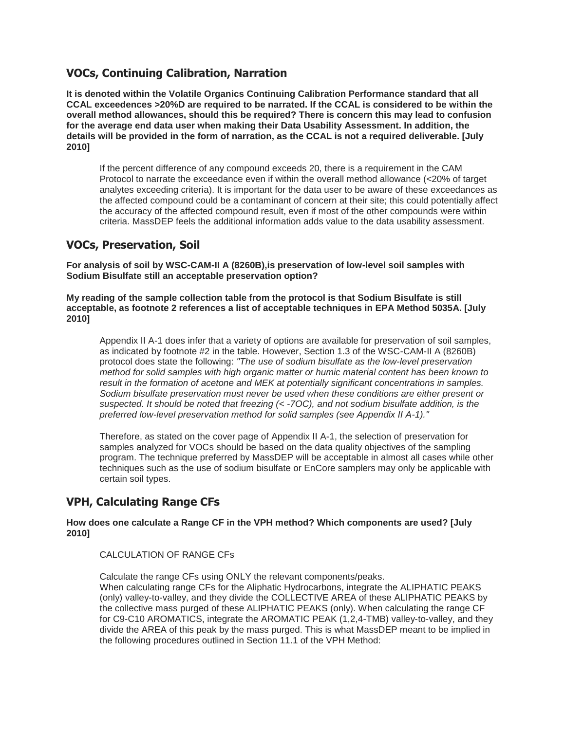## VOCs, Continuing Calibration, Narration

**It is denoted within the Volatile Organics Continuing Calibration Performance standard that all CCAL exceedences >20%D are required to be narrated. If the CCAL is considered to be within the overall method allowances, should this be required? There is concern this may lead to confusion for the average end data user when making their Data Usability Assessment. In addition, the details will be provided in the form of narration, as the CCAL is not a required deliverable. [July 2010]**

> If the percent difference of any compound exceeds 20, there is a requirement in the CAM Protocol to narrate the exceedance even if within the overall method allowance (<20% of target analytes exceeding criteria). It is important for the data user to be aware of these exceedances as the affected compound could be a contaminant of concern at their site; this could potentially affect the accuracy of the affected compound result, even if most of the other compounds were within criteria. MassDEP feels the additional information adds value to the data usability assessment.

## VOCs, Preservation, Soil

**For analysis of soil by WSC-CAM-II A (8260B),is preservation of low-level soil samples with Sodium Bisulfate still an acceptable preservation option?**

**My reading of the sample collection table from the protocol is that Sodium Bisulfate is still acceptable, as footnote 2 references a list of acceptable techniques in EPA Method 5035A. [July 2010]**

> Appendix II A-1 does infer that a variety of options are available for preservation of soil samples, as indicated by footnote #2 in the table. However, Section 1.3 of the WSC-CAM-II A (8260B) protocol does state the following: *"The use of sodium bisulfate as the low-level preservation method for solid samples with high organic matter or humic material content has been known to result in the formation of acetone and MEK at potentially significant concentrations in samples. Sodium bisulfate preservation must never be used when these conditions are either present or suspected. It should be noted that freezing (< -7OC), and not sodium bisulfate addition, is the preferred low-level preservation method for solid samples (see Appendix II A-1)."*
>
> Therefore, as stated on the cover page of Appendix II A-1, the selection of preservation for samples analyzed for VOCs should be based on the data quality objectives of the sampling program. The technique preferred by MassDEP will be acceptable in almost all cases while other techniques such as the use of sodium bisulfate or EnCore samplers may only be applicable with certain soil types.

## VPH, Calculating Range CFs

**How does one calculate a Range CF in the VPH method? Which components are used? [July 2010]**

> CALCULATION OF RANGE CFs
>
> Calculate the range CFs using ONLY the relevant components/peaks.
> When calculating range CFs for the Aliphatic Hydrocarbons, integrate the ALIPHATIC PEAKS (only) valley-to-valley, and they divide the COLLECTIVE AREA of these ALIPHATIC PEAKS by the collective mass purged of these ALIPHATIC PEAKS (only). When calculating the range CF for C9-C10 AROMATICS, integrate the AROMATIC PEAK (1,2,4-TMB) valley-to-valley, and they divide the AREA of this peak by the mass purged. This is what MassDEP meant to be implied in the following procedures outlined in Section 11.1 of the VPH Method: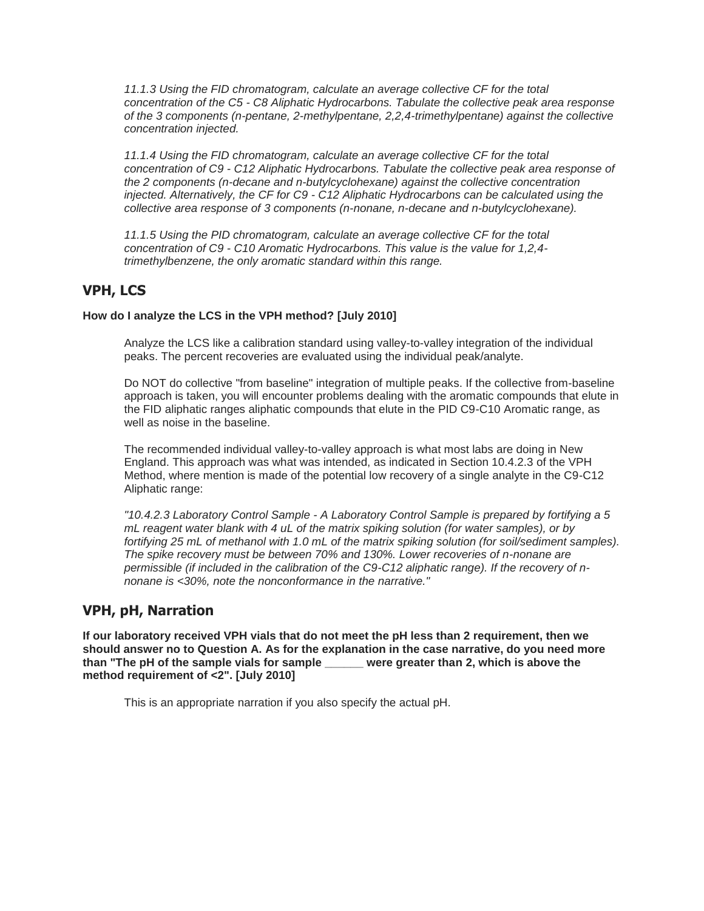*11.1.3 Using the FID chromatogram, calculate an average collective CF for the total concentration of the C5 - C8 Aliphatic Hydrocarbons. Tabulate the collective peak area response of the 3 components (n-pentane, 2-methylpentane, 2,2,4-trimethylpentane) against the collective concentration injected.*

*11.1.4 Using the FID chromatogram, calculate an average collective CF for the total concentration of C9 - C12 Aliphatic Hydrocarbons. Tabulate the collective peak area response of the 2 components (n-decane and n-butylcyclohexane) against the collective concentration injected. Alternatively, the CF for C9 - C12 Aliphatic Hydrocarbons can be calculated using the collective area response of 3 components (n-nonane, n-decane and n-butylcyclohexane).*

*11.1.5 Using the PID chromatogram, calculate an average collective CF for the total concentration of C9 - C10 Aromatic Hydrocarbons. This value is the value for 1,2,4-trimethylbenzene, the only aromatic standard within this range.*

## VPH, LCS

**How do I analyze the LCS in the VPH method? [July 2010]**

Analyze the LCS like a calibration standard using valley-to-valley integration of the individual peaks. The percent recoveries are evaluated using the individual peak/analyte.

Do NOT do collective "from baseline" integration of multiple peaks. If the collective from-baseline approach is taken, you will encounter problems dealing with the aromatic compounds that elute in the FID aliphatic ranges aliphatic compounds that elute in the PID C9-C10 Aromatic range, as well as noise in the baseline.

The recommended individual valley-to-valley approach is what most labs are doing in New England. This approach was what was intended, as indicated in Section 10.4.2.3 of the VPH Method, where mention is made of the potential low recovery of a single analyte in the C9-C12 Aliphatic range:

*"10.4.2.3 Laboratory Control Sample - A Laboratory Control Sample is prepared by fortifying a 5 mL reagent water blank with 4 uL of the matrix spiking solution (for water samples), or by fortifying 25 mL of methanol with 1.0 mL of the matrix spiking solution (for soil/sediment samples). The spike recovery must be between 70% and 130%. Lower recoveries of n-nonane are permissible (if included in the calibration of the C9-C12 aliphatic range). If the recovery of n-nonane is <30%, note the nonconformance in the narrative."*

## VPH, pH, Narration

**If our laboratory received VPH vials that do not meet the pH less than 2 requirement, then we should answer no to Question A. As for the explanation in the case narrative, do you need more than "The pH of the sample vials for sample ______ were greater than 2, which is above the method requirement of <2". [July 2010]**

This is an appropriate narration if you also specify the actual pH.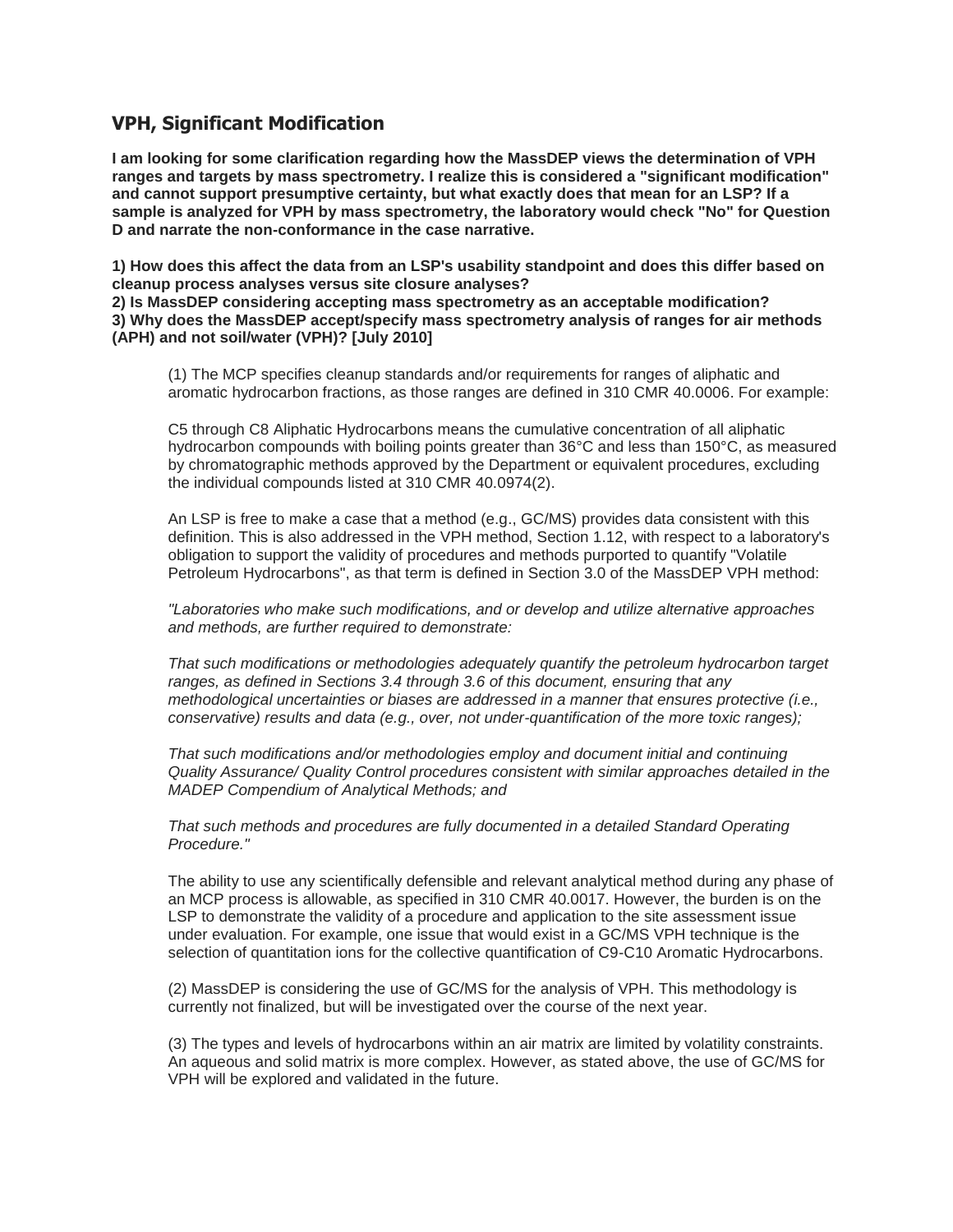## VPH, Significant Modification

**I am looking for some clarification regarding how the MassDEP views the determination of VPH ranges and targets by mass spectrometry. I realize this is considered a "significant modification" and cannot support presumptive certainty, but what exactly does that mean for an LSP? If a sample is analyzed for VPH by mass spectrometry, the laboratory would check "No" for Question D and narrate the non-conformance in the case narrative.**

**1) How does this affect the data from an LSP's usability standpoint and does this differ based on cleanup process analyses versus site closure analyses?**
**2) Is MassDEP considering accepting mass spectrometry as an acceptable modification?**
**3) Why does the MassDEP accept/specify mass spectrometry analysis of ranges for air methods (APH) and not soil/water (VPH)? [July 2010]**

> (1) The MCP specifies cleanup standards and/or requirements for ranges of aliphatic and aromatic hydrocarbon fractions, as those ranges are defined in 310 CMR 40.0006. For example:
>
> C5 through C8 Aliphatic Hydrocarbons means the cumulative concentration of all aliphatic hydrocarbon compounds with boiling points greater than 36°C and less than 150°C, as measured by chromatographic methods approved by the Department or equivalent procedures, excluding the individual compounds listed at 310 CMR 40.0974(2).
>
> An LSP is free to make a case that a method (e.g., GC/MS) provides data consistent with this definition. This is also addressed in the VPH method, Section 1.12, with respect to a laboratory's obligation to support the validity of procedures and methods purported to quantify "Volatile Petroleum Hydrocarbons", as that term is defined in Section 3.0 of the MassDEP VPH method:
>
> *"Laboratories who make such modifications, and or develop and utilize alternative approaches and methods, are further required to demonstrate:*
>
> *That such modifications or methodologies adequately quantify the petroleum hydrocarbon target ranges, as defined in Sections 3.4 through 3.6 of this document, ensuring that any methodological uncertainties or biases are addressed in a manner that ensures protective (i.e., conservative) results and data (e.g., over, not under-quantification of the more toxic ranges);*
>
> *That such modifications and/or methodologies employ and document initial and continuing Quality Assurance/ Quality Control procedures consistent with similar approaches detailed in the MADEP Compendium of Analytical Methods; and*
>
> *That such methods and procedures are fully documented in a detailed Standard Operating Procedure."*
>
> The ability to use any scientifically defensible and relevant analytical method during any phase of an MCP process is allowable, as specified in 310 CMR 40.0017. However, the burden is on the LSP to demonstrate the validity of a procedure and application to the site assessment issue under evaluation. For example, one issue that would exist in a GC/MS VPH technique is the selection of quantitation ions for the collective quantification of C9-C10 Aromatic Hydrocarbons.
>
> (2) MassDEP is considering the use of GC/MS for the analysis of VPH. This methodology is currently not finalized, but will be investigated over the course of the next year.
>
> (3) The types and levels of hydrocarbons within an air matrix are limited by volatility constraints. An aqueous and solid matrix is more complex. However, as stated above, the use of GC/MS for VPH will be explored and validated in the future.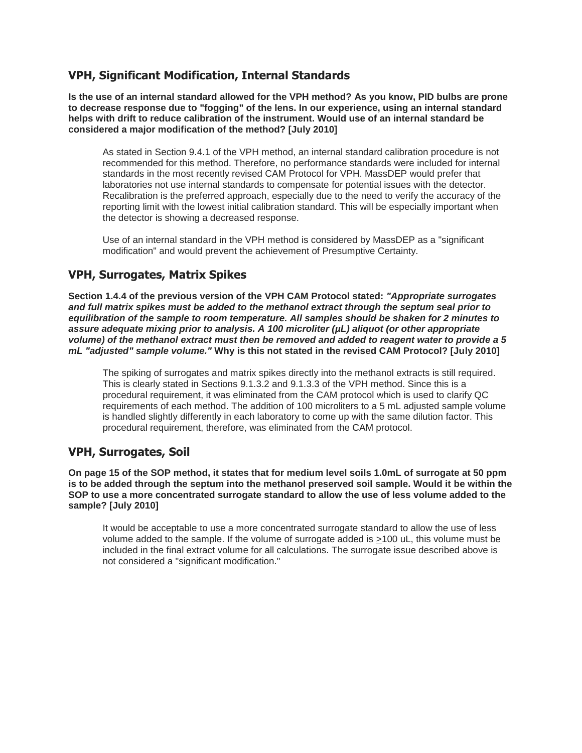## VPH, Significant Modification, Internal Standards

**Is the use of an internal standard allowed for the VPH method? As you know, PID bulbs are prone to decrease response due to "fogging" of the lens. In our experience, using an internal standard helps with drift to reduce calibration of the instrument. Would use of an internal standard be considered a major modification of the method? [July 2010]**

> As stated in Section 9.4.1 of the VPH method, an internal standard calibration procedure is not recommended for this method. Therefore, no performance standards were included for internal standards in the most recently revised CAM Protocol for VPH. MassDEP would prefer that laboratories not use internal standards to compensate for potential issues with the detector. Recalibration is the preferred approach, especially due to the need to verify the accuracy of the reporting limit with the lowest initial calibration standard. This will be especially important when the detector is showing a decreased response.
>
> Use of an internal standard in the VPH method is considered by MassDEP as a "significant modification" and would prevent the achievement of Presumptive Certainty.

## VPH, Surrogates, Matrix Spikes

**Section 1.4.4 of the previous version of the VPH CAM Protocol stated: *"Appropriate surrogates and full matrix spikes must be added to the methanol extract through the septum seal prior to equilibration of the sample to room temperature. All samples should be shaken for 2 minutes to assure adequate mixing prior to analysis. A 100 microliter (µL) aliquot (or other appropriate volume) of the methanol extract must then be removed and added to reagent water to provide a 5 mL "adjusted" sample volume."* Why is this not stated in the revised CAM Protocol? [July 2010]**

> The spiking of surrogates and matrix spikes directly into the methanol extracts is still required. This is clearly stated in Sections 9.1.3.2 and 9.1.3.3 of the VPH method. Since this is a procedural requirement, it was eliminated from the CAM protocol which is used to clarify QC requirements of each method. The addition of 100 microliters to a 5 mL adjusted sample volume is handled slightly differently in each laboratory to come up with the same dilution factor. This procedural requirement, therefore, was eliminated from the CAM protocol.

## VPH, Surrogates, Soil

**On page 15 of the SOP method, it states that for medium level soils 1.0mL of surrogate at 50 ppm is to be added through the septum into the methanol preserved soil sample. Would it be within the SOP to use a more concentrated surrogate standard to allow the use of less volume added to the sample? [July 2010]**

> It would be acceptable to use a more concentrated surrogate standard to allow the use of less volume added to the sample. If the volume of surrogate added is ≥100 uL, this volume must be included in the final extract volume for all calculations. The surrogate issue described above is not considered a "significant modification."